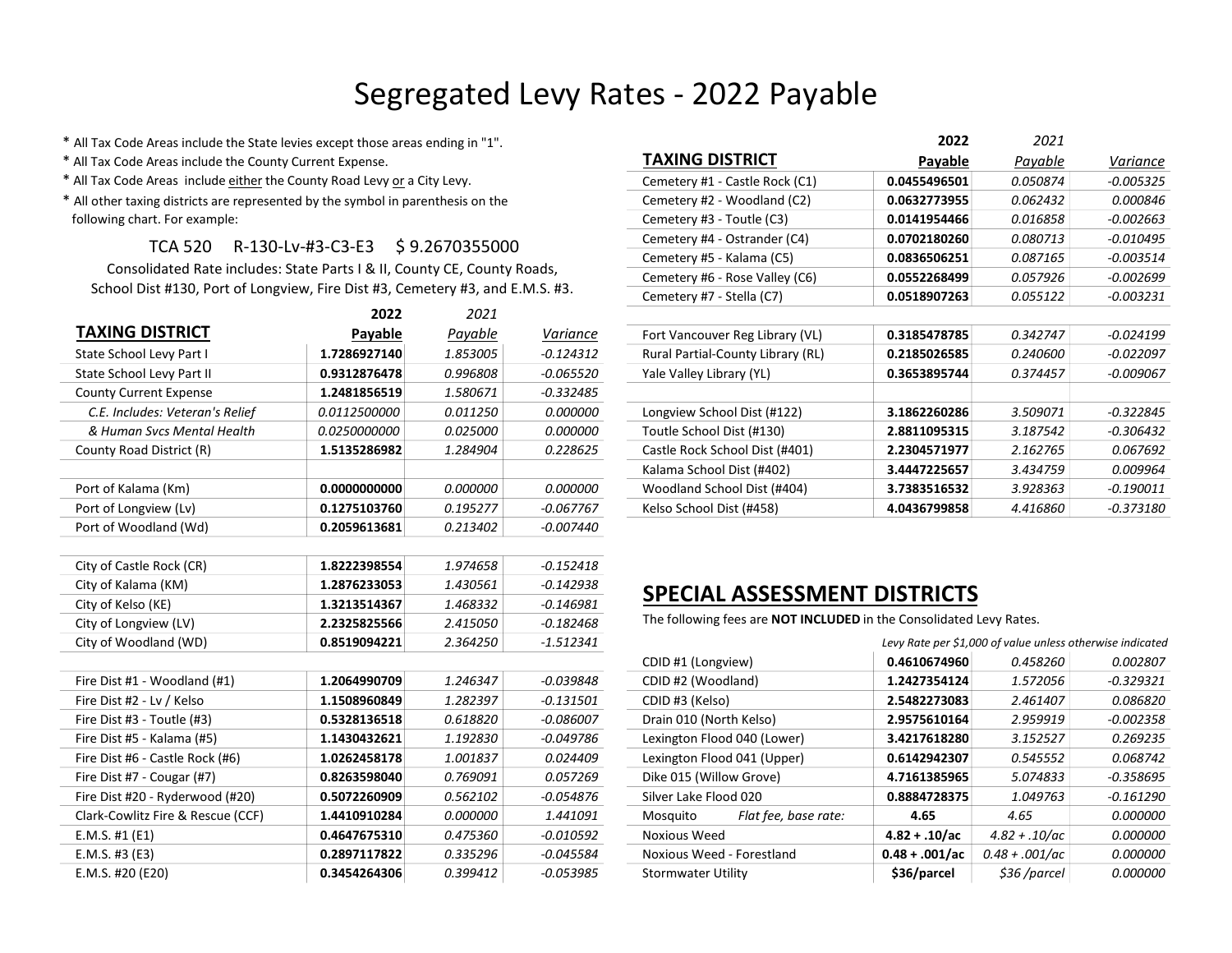# Segregated Levy Rates - 2022 Payable

* All Tax Code Areas include the State levies except those areas ending in "1".
* All Tax Code Areas include the County Current Expense.
* All Tax Code Areas include either the County Road Levy or a City Levy.
* All other taxing districts are represented by the symbol in parenthesis on the following chart. For example:

TCA 520 R-130-Lv-#3-C3-E3 $ 9.2670355000

Consolidated Rate includes: State Parts I & II, County CE, County Roads, School Dist #130, Port of Longview, Fire Dist #3, Cemetery #3, and E.M.S. #3.

| TAXING DISTRICT | 2022 Payable | 2021 Payable | Variance |
|---|---|---|---|
| State School Levy Part I | **1.7286927140** | *1.853005* | *-0.124312* |
| State School Levy Part II | **0.9312876478** | *0.996808* | *-0.065520* |
| County Current Expense | **1.2481856519** | *1.580671* | *-0.332485* |
| *C.E. Includes: Veteran's Relief* | *0.0112500000* | *0.011250* | *0.000000* |
| *& Human Svcs Mental Health* | *0.0250000000* | *0.025000* | *0.000000* |
| County Road District (R) | **1.5135286982** | *1.284904* | *0.228625* |
| | | | |
| Port of Kalama (Km) | **0.0000000000** | *0.000000* | *0.000000* |
| Port of Longview (Lv) | **0.1275103760** | *0.195277* | *-0.067767* |
| Port of Woodland (Wd) | **0.2059613681** | *0.213402* | *-0.007440* |
| | | | |
| City of Castle Rock (CR) | **1.8222398554** | *1.974658* | *-0.152418* |
| City of Kalama (KM) | **1.2876233053** | *1.430561* | *-0.142938* |
| City of Kelso (KE) | **1.3213514367** | *1.468332* | *-0.146981* |
| City of Longview (LV) | **2.2325825566** | *2.415050* | *-0.182468* |
| City of Woodland (WD) | **0.8519094221** | *2.364250* | *-1.512341* |
| | | | |
| Fire Dist #1 - Woodland (#1) | **1.2064990709** | *1.246347* | *-0.039848* |
| Fire Dist #2 - Lv / Kelso | **1.1508960849** | *1.282397* | *-0.131501* |
| Fire Dist #3 - Toutle (#3) | **0.5328136518** | *0.618820* | *-0.086007* |
| Fire Dist #5 - Kalama (#5) | **1.1430432621** | *1.192830* | *-0.049786* |
| Fire Dist #6 - Castle Rock (#6) | **1.0262458178** | *1.001837* | *0.024409* |
| Fire Dist #7 - Cougar (#7) | **0.8263598040** | *0.769091* | *0.057269* |
| Fire Dist #20 - Ryderwood (#20) | **0.5072260909** | *0.562102* | *-0.054876* |
| Clark-Cowlitz Fire & Rescue (CCF) | **1.4410910284** | *0.000000* | *1.441091* |
| E.M.S. #1 (E1) | **0.4647675310** | *0.475360* | *-0.010592* |
| E.M.S. #3 (E3) | **0.2897117822** | *0.335296* | *-0.045584* |
| E.M.S. #20 (E20) | **0.3454264306** | *0.399412* | *-0.053985* |

| TAXING DISTRICT | 2022 Payable | 2021 Payable | Variance |
|---|---|---|---|
| Cemetery #1 - Castle Rock (C1) | **0.0455496501** | *0.050874* | *-0.005325* |
| Cemetery #2 - Woodland (C2) | **0.0632773955** | *0.062432* | *0.000846* |
| Cemetery #3 - Toutle (C3) | **0.0141954466** | *0.016858* | *-0.002663* |
| Cemetery #4 - Ostrander (C4) | **0.0702180260** | *0.080713* | *-0.010495* |
| Cemetery #5 - Kalama (C5) | **0.0836506251** | *0.087165* | *-0.003514* |
| Cemetery #6 - Rose Valley (C6) | **0.0552268499** | *0.057926* | *-0.002699* |
| Cemetery #7 - Stella (C7) | **0.0518907263** | *0.055122* | *-0.003231* |
| | | | |
| Fort Vancouver Reg Library (VL) | **0.3185478785** | *0.342747* | *-0.024199* |
| Rural Partial-County Library (RL) | **0.2185026585** | *0.240600* | *-0.022097* |
| Yale Valley Library (YL) | **0.3653895744** | *0.374457* | *-0.009067* |
| | | | |
| Longview School Dist (#122) | **3.1862260286** | *3.509071* | *-0.322845* |
| Toutle School Dist (#130) | **2.8811095315** | *3.187542* | *-0.306432* |
| Castle Rock School Dist (#401) | **2.2304571977** | *2.162765* | *0.067692* |
| Kalama School Dist (#402) | **3.4447225657** | *3.434759* | *0.009964* |
| Woodland School Dist (#404) | **3.7383516532** | *3.928363* | *-0.190011* |
| Kelso School Dist (#458) | **4.0436799858** | *4.416860* | *-0.373180* |

## SPECIAL ASSESSMENT DISTRICTS

The following fees are **NOT INCLUDED** in the Consolidated Levy Rates.

*Levy Rate per $1,000 of value unless otherwise indicated*

| District | 2022 Payable | 2021 Payable | Variance |
|---|---|---|---|
| CDID #1 (Longview) | **0.4610674960** | *0.458260* | *0.002807* |
| CDID #2 (Woodland) | **1.2427354124** | *1.572056* | *-0.329321* |
| CDID #3 (Kelso) | **2.5482273083** | *2.461407* | *0.086820* |
| Drain 010 (North Kelso) | **2.9575610164** | *2.959919* | *-0.002358* |
| Lexington Flood 040 (Lower) | **3.4217618280** | *3.152527* | *0.269235* |
| Lexington Flood 041 (Upper) | **0.6142942307** | *0.545552* | *0.068742* |
| Dike 015 (Willow Grove) | **4.7161385965** | *5.074833* | *-0.358695* |
| Silver Lake Flood 020 | **0.8884728375** | *1.049763* | *-0.161290* |
| Mosquito *Flat fee, base rate:* | **4.65** | *4.65* | *0.000000* |
| Noxious Weed | **4.82 + .10/ac** | *4.82 + .10/ac* | *0.000000* |
| Noxious Weed - Forestland | **0.48 + .001/ac** | *0.48 + .001/ac* | *0.000000* |
| Stormwater Utility | **$36/parcel** | *$36 /parcel* | *0.000000* |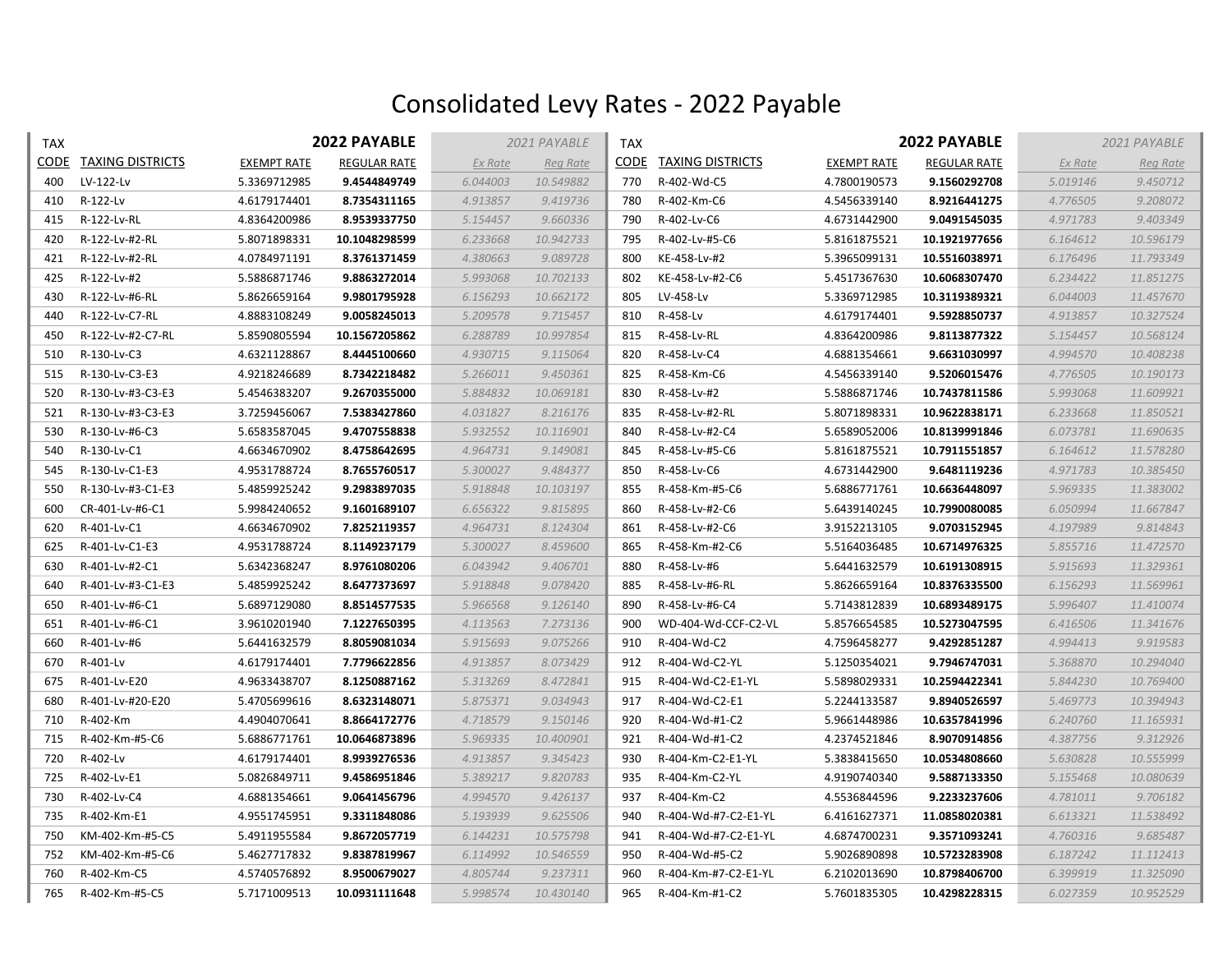# Consolidated Levy Rates - 2022 Payable

| TAX CODE | TAXING DISTRICTS | 2022 PAYABLE EXEMPT RATE | 2022 PAYABLE REGULAR RATE | 2021 PAYABLE *Ex Rate* | 2021 PAYABLE *Reg Rate* |
|---|---|---|---|---|---|
| 400 | LV-122-Lv | 5.3369712985 | **9.4544849749** | *6.044003* | *10.549882* |
| 410 | R-122-Lv | 4.6179174401 | **8.7354311165** | *4.913857* | *9.419736* |
| 415 | R-122-Lv-RL | 4.8364200986 | **8.9539337750** | *5.154457* | *9.660336* |
| 420 | R-122-Lv-#2-RL | 5.8071898331 | **10.1048298599** | *6.233668* | *10.942733* |
| 421 | R-122-Lv-#2-RL | 4.0784971191 | **8.3761371459** | *4.380663* | *9.089728* |
| 425 | R-122-Lv-#2 | 5.5886871746 | **9.8863272014** | *5.993068* | *10.702133* |
| 430 | R-122-Lv-#6-RL | 5.8626659164 | **9.9801795928** | *6.156293* | *10.662172* |
| 440 | R-122-Lv-C7-RL | 4.8883108249 | **9.0058245013** | *5.209578* | *9.715457* |
| 450 | R-122-Lv-#2-C7-RL | 5.8590805594 | **10.1567205862** | *6.288789* | *10.997854* |
| 510 | R-130-Lv-C3 | 4.6321128867 | **8.4445100660** | *4.930715* | *9.115064* |
| 515 | R-130-Lv-C3-E3 | 4.9218246689 | **8.7342218482** | *5.266011* | *9.450361* |
| 520 | R-130-Lv-#3-C3-E3 | 5.4546383207 | **9.2670355000** | *5.884832* | *10.069181* |
| 521 | R-130-Lv-#3-C3-E3 | 3.7259456067 | **7.5383427860** | *4.031827* | *8.216176* |
| 530 | R-130-Lv-#6-C3 | 5.6583587045 | **9.4707558838** | *5.932552* | *10.116901* |
| 540 | R-130-Lv-C1 | 4.6634670902 | **8.4758642695** | *4.964731* | *9.149081* |
| 545 | R-130-Lv-C1-E3 | 4.9531788724 | **8.7655760517** | *5.300027* | *9.484377* |
| 550 | R-130-Lv-#3-C1-E3 | 5.4859925242 | **9.2983897035** | *5.918848* | *10.103197* |
| 600 | CR-401-Lv-#6-C1 | 5.9984240652 | **9.1601689107** | *6.656322* | *9.815895* |
| 620 | R-401-Lv-C1 | 4.6634670902 | **7.8252119357** | *4.964731* | *8.124304* |
| 625 | R-401-Lv-C1-E3 | 4.9531788724 | **8.1149237179** | *5.300027* | *8.459600* |
| 630 | R-401-Lv-#2-C1 | 5.6342368247 | **8.9761080206** | *6.043942* | *9.406701* |
| 640 | R-401-Lv-#3-C1-E3 | 5.4859925242 | **8.6477373697** | *5.918848* | *9.078420* |
| 650 | R-401-Lv-#6-C1 | 5.6897129080 | **8.8514577535** | *5.966568* | *9.126140* |
| 651 | R-401-Lv-#6-C1 | 3.9610201940 | **7.1227650395** | *4.113563* | *7.273136* |
| 660 | R-401-Lv-#6 | 5.6441632579 | **8.8059081034** | *5.915693* | *9.075266* |
| 670 | R-401-Lv | 4.6179174401 | **7.7796622856** | *4.913857* | *8.073429* |
| 675 | R-401-Lv-E20 | 4.9633438707 | **8.1250887162** | *5.313269* | *8.472841* |
| 680 | R-401-Lv-#20-E20 | 5.4705699616 | **8.6323148071** | *5.875371* | *9.034943* |
| 710 | R-402-Km | 4.4904070641 | **8.8664172776** | *4.718579* | *9.150146* |
| 715 | R-402-Km-#5-C6 | 5.6886771761 | **10.0646873896** | *5.969335* | *10.400901* |
| 720 | R-402-Lv | 4.6179174401 | **8.9939276536** | *4.913857* | *9.345423* |
| 725 | R-402-Lv-E1 | 5.0826849711 | **9.4586951846** | *5.389217* | *9.820783* |
| 730 | R-402-Lv-C4 | 4.6881354661 | **9.0641456796** | *4.994570* | *9.426137* |
| 735 | R-402-Km-E1 | 4.9551745951 | **9.3311848086** | *5.193939* | *9.625506* |
| 750 | KM-402-Km-#5-C5 | 5.4911955584 | **9.8672057719** | *6.144231* | *10.575798* |
| 752 | KM-402-Km-#5-C6 | 5.4627717832 | **9.8387819967** | *6.114992* | *10.546559* |
| 760 | R-402-Km-C5 | 4.5740576892 | **8.9500679027** | *4.805744* | *9.237311* |
| 765 | R-402-Km-#5-C5 | 5.7171009513 | **10.0931111648** | *5.998574* | *10.430140* |
| 770 | R-402-Wd-C5 | 4.7800190573 | **9.1560292708** | *5.019146* | *9.450712* |
| 780 | R-402-Km-C6 | 4.5456339140 | **8.9216441275** | *4.776505* | *9.208072* |
| 790 | R-402-Lv-C6 | 4.6731442900 | **9.0491545035** | *4.971783* | *9.403349* |
| 795 | R-402-Lv-#5-C6 | 5.8161875521 | **10.1921977656** | *6.164612* | *10.596179* |
| 800 | KE-458-Lv-#2 | 5.3965099131 | **10.5516038971** | *6.176496* | *11.793349* |
| 802 | KE-458-Lv-#2-C6 | 5.4517367630 | **10.6068307470** | *6.234422* | *11.851275* |
| 805 | LV-458-Lv | 5.3369712985 | **10.3119389321** | *6.044003* | *11.457670* |
| 810 | R-458-Lv | 4.6179174401 | **9.5928850737** | *4.913857* | *10.327524* |
| 815 | R-458-Lv-RL | 4.8364200986 | **9.8113877322** | *5.154457* | *10.568124* |
| 820 | R-458-Lv-C4 | 4.6881354661 | **9.6631030997** | *4.994570* | *10.408238* |
| 825 | R-458-Km-C6 | 4.5456339140 | **9.5206015476** | *4.776505* | *10.190173* |
| 830 | R-458-Lv-#2 | 5.5886871746 | **10.7437811586** | *5.993068* | *11.609921* |
| 835 | R-458-Lv-#2-RL | 5.8071898331 | **10.9622838171** | *6.233668* | *11.850521* |
| 840 | R-458-Lv-#2-C4 | 5.6589052006 | **10.8139991846** | *6.073781* | *11.690635* |
| 845 | R-458-Lv-#5-C6 | 5.8161875521 | **10.7911551857** | *6.164612* | *11.578280* |
| 850 | R-458-Lv-C6 | 4.6731442900 | **9.6481119236** | *4.971783* | *10.385450* |
| 855 | R-458-Km-#5-C6 | 5.6886771761 | **10.6636448097** | *5.969335* | *11.383002* |
| 860 | R-458-Lv-#2-C6 | 5.6439140245 | **10.7990080085** | *6.050994* | *11.667847* |
| 861 | R-458-Lv-#2-C6 | 3.9152213105 | **9.0703152945** | *4.197989* | *9.814843* |
| 865 | R-458-Km-#2-C6 | 5.5164036485 | **10.6714976325** | *5.855716* | *11.472570* |
| 880 | R-458-Lv-#6 | 5.6441632579 | **10.6191308915** | *5.915693* | *11.329361* |
| 885 | R-458-Lv-#6-RL | 5.8626659164 | **10.8376335500** | *6.156293* | *11.569961* |
| 890 | R-458-Lv-#6-C4 | 5.7143812839 | **10.6893489175** | *5.996407* | *11.410074* |
| 900 | WD-404-Wd-CCF-C2-VL | 5.8576654585 | **10.5273047595** | *6.416506* | *11.341676* |
| 910 | R-404-Wd-C2 | 4.7596458277 | **9.4292851287** | *4.994413* | *9.919583* |
| 912 | R-404-Wd-C2-YL | 5.1250354021 | **9.7946747031** | *5.368870* | *10.294040* |
| 915 | R-404-Wd-C2-E1-YL | 5.5898029331 | **10.2594422341** | *5.844230* | *10.769400* |
| 917 | R-404-Wd-C2-E1 | 5.2244133587 | **9.8940526597** | *5.469773* | *10.394943* |
| 920 | R-404-Wd-#1-C2 | 5.9661448986 | **10.6357841996** | *6.240760* | *11.165931* |
| 921 | R-404-Wd-#1-C2 | 4.2374521846 | **8.9070914856** | *4.387756* | *9.312926* |
| 930 | R-404-Km-C2-E1-YL | 5.3838415650 | **10.0534808660** | *5.630828* | *10.555999* |
| 935 | R-404-Km-C2-YL | 4.9190740340 | **9.5887133350** | *5.155468* | *10.080639* |
| 937 | R-404-Km-C2 | 4.5536844596 | **9.2233237606** | *4.781011* | *9.706182* |
| 940 | R-404-Wd-#7-C2-E1-YL | 6.4161627371 | **11.0858020381** | *6.613321* | *11.538492* |
| 941 | R-404-Wd-#7-C2-E1-YL | 4.6874700231 | **9.3571093241** | *4.760316* | *9.685487* |
| 950 | R-404-Wd-#5-C2 | 5.9026890898 | **10.5723283908** | *6.187242* | *11.112413* |
| 960 | R-404-Km-#7-C2-E1-YL | 6.2102013690 | **10.8798406700** | *6.399919* | *11.325090* |
| 965 | R-404-Km-#1-C2 | 5.7601835305 | **10.4298228315** | *6.027359* | *10.952529* |